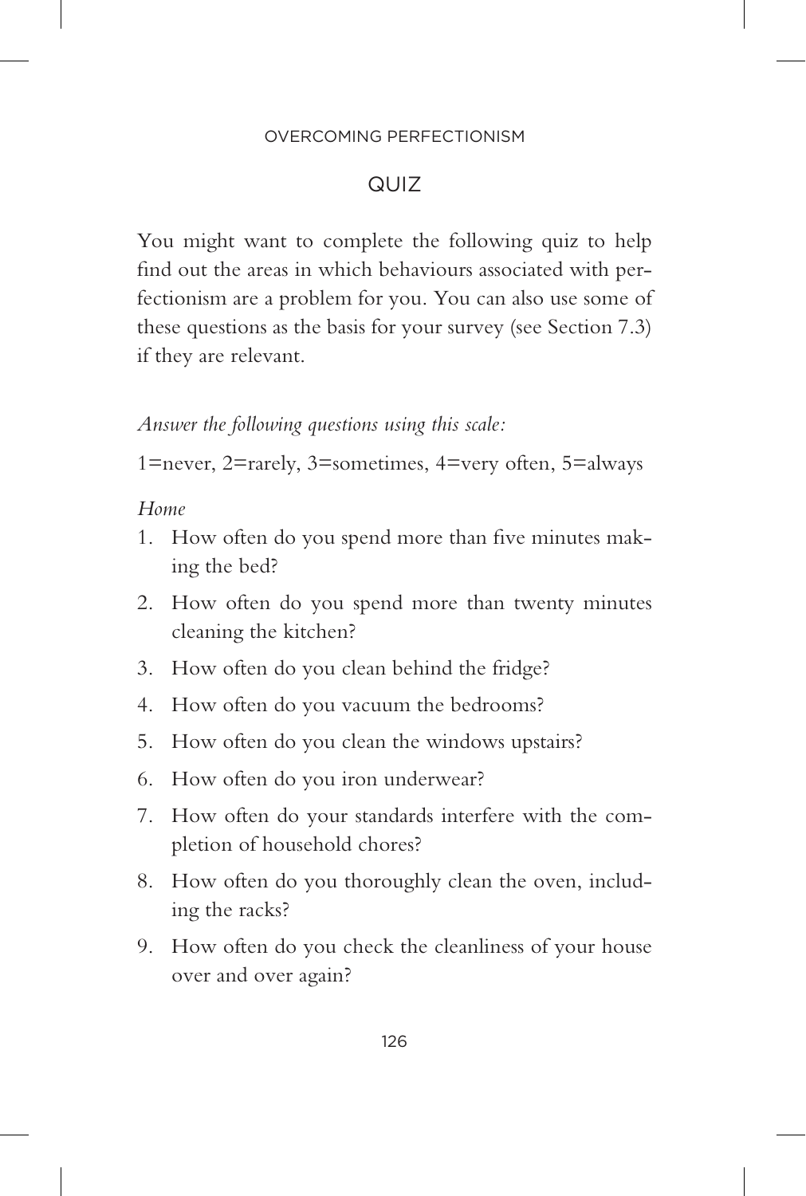## QUIZ

You might want to complete the following quiz to help find out the areas in which behaviours associated with perfectionism are a problem for you. You can also use some of these questions as the basis for your survey (see Section 7.3) if they are relevant.

*Answer the following questions using this scale:*

1=never, 2=rarely, 3=sometimes, 4=very often, 5=always

*Home*

1. How often do you spend more than five minutes making the bed?
2. How often do you spend more than twenty minutes cleaning the kitchen?
3. How often do you clean behind the fridge?
4. How often do you vacuum the bedrooms?
5. How often do you clean the windows upstairs?
6. How often do you iron underwear?
7. How often do your standards interfere with the completion of household chores?
8. How often do you thoroughly clean the oven, including the racks?
9. How often do you check the cleanliness of your house over and over again?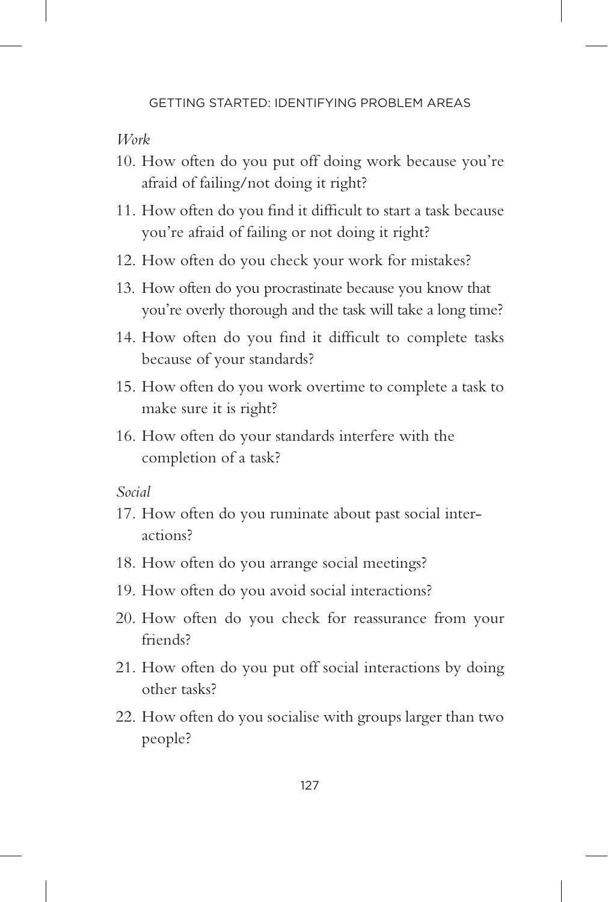*Work*

10. How often do you put off doing work because you're afraid of failing/not doing it right?
11. How often do you find it difficult to start a task because you're afraid of failing or not doing it right?
12. How often do you check your work for mistakes?
13. How often do you procrastinate because you know that you're overly thorough and the task will take a long time?
14. How often do you find it difficult to complete tasks because of your standards?
15. How often do you work overtime to complete a task to make sure it is right?
16. How often do your standards interfere with the completion of a task?

*Social*

17. How often do you ruminate about past social interactions?
18. How often do you arrange social meetings?
19. How often do you avoid social interactions?
20. How often do you check for reassurance from your friends?
21. How often do you put off social interactions by doing other tasks?
22. How often do you socialise with groups larger than two people?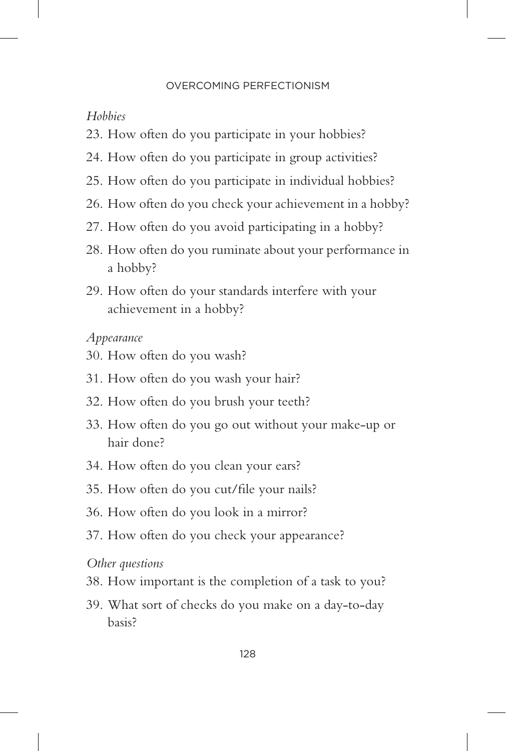*Hobbies*

23. How often do you participate in your hobbies?
24. How often do you participate in group activities?
25. How often do you participate in individual hobbies?
26. How often do you check your achievement in a hobby?
27. How often do you avoid participating in a hobby?
28. How often do you ruminate about your performance in a hobby?
29. How often do your standards interfere with your achievement in a hobby?

*Appearance*

30. How often do you wash?
31. How often do you wash your hair?
32. How often do you brush your teeth?
33. How often do you go out without your make-up or hair done?
34. How often do you clean your ears?
35. How often do you cut/file your nails?
36. How often do you look in a mirror?
37. How often do you check your appearance?

*Other questions*

38. How important is the completion of a task to you?
39. What sort of checks do you make on a day-to-day basis?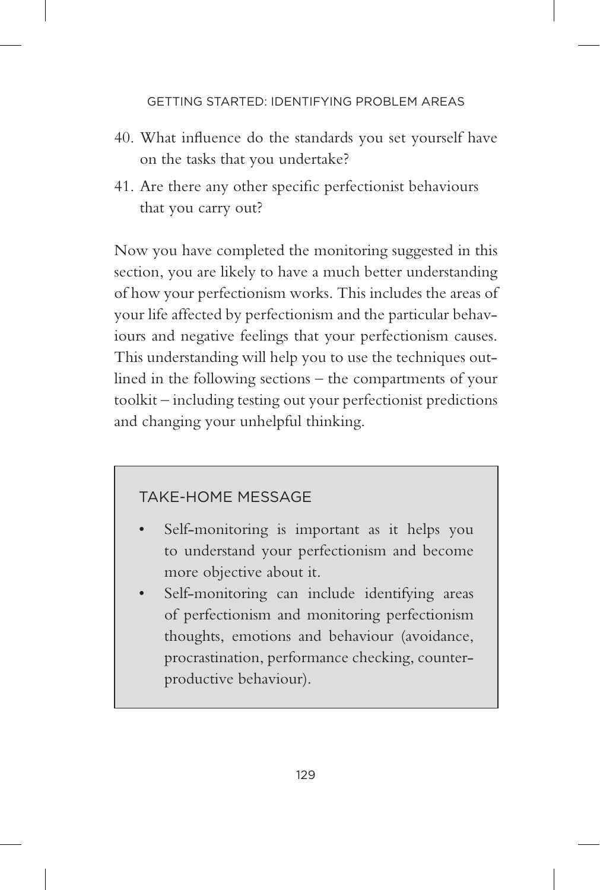40. What influence do the standards you set yourself have on the tasks that you undertake?
41. Are there any other specific perfectionist behaviours that you carry out?

Now you have completed the monitoring suggested in this section, you are likely to have a much better understanding of how your perfectionism works. This includes the areas of your life affected by perfectionism and the particular behaviours and negative feelings that your perfectionism causes. This understanding will help you to use the techniques outlined in the following sections – the compartments of your toolkit – including testing out your perfectionist predictions and changing your unhelpful thinking.

### TAKE-HOME MESSAGE

- Self-monitoring is important as it helps you to understand your perfectionism and become more objective about it.
- Self-monitoring can include identifying areas of perfectionism and monitoring perfectionism thoughts, emotions and behaviour (avoidance, procrastination, performance checking, counter-productive behaviour).